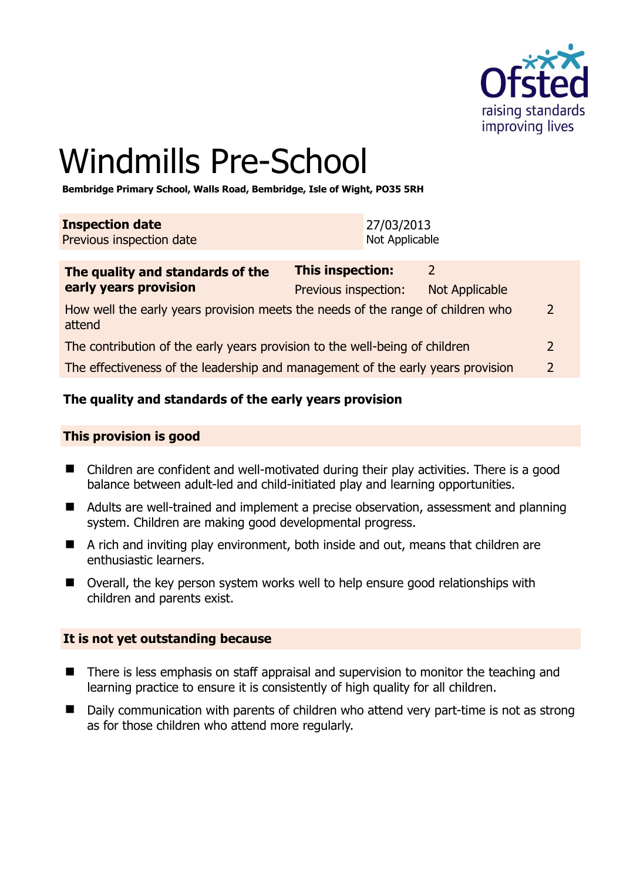# Windmills Pre-School

**Bembridge Primary School, Walls Road, Bembridge, Isle of Wight, PO35 5RH**

| **Inspection date** | 27/03/2013 |
|---|---|
| Previous inspection date | Not Applicable |

| **The quality and standards of the early years provision** | **This inspection:** | 2 | |
|---|---|---|---|
| | Previous inspection: | Not Applicable | |
| How well the early years provision meets the needs of the range of children who attend | | | 2 |
| The contribution of the early years provision to the well-being of children | | | 2 |
| The effectiveness of the leadership and management of the early years provision | | | 2 |

## The quality and standards of the early years provision

### This provision is good

- Children are confident and well-motivated during their play activities. There is a good balance between adult-led and child-initiated play and learning opportunities.
- Adults are well-trained and implement a precise observation, assessment and planning system. Children are making good developmental progress.
- A rich and inviting play environment, both inside and out, means that children are enthusiastic learners.
- Overall, the key person system works well to help ensure good relationships with children and parents exist.

### It is not yet outstanding because

- There is less emphasis on staff appraisal and supervision to monitor the teaching and learning practice to ensure it is consistently of high quality for all children.
- Daily communication with parents of children who attend very part-time is not as strong as for those children who attend more regularly.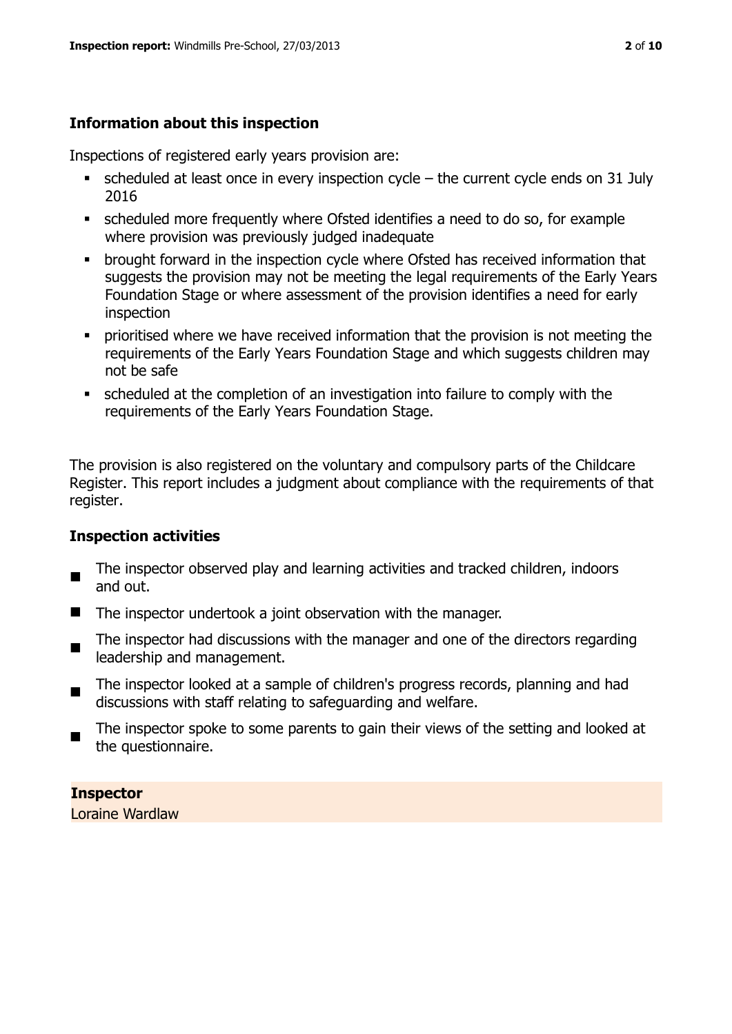## Information about this inspection

Inspections of registered early years provision are:

- scheduled at least once in every inspection cycle – the current cycle ends on 31 July 2016
- scheduled more frequently where Ofsted identifies a need to do so, for example where provision was previously judged inadequate
- brought forward in the inspection cycle where Ofsted has received information that suggests the provision may not be meeting the legal requirements of the Early Years Foundation Stage or where assessment of the provision identifies a need for early inspection
- prioritised where we have received information that the provision is not meeting the requirements of the Early Years Foundation Stage and which suggests children may not be safe
- scheduled at the completion of an investigation into failure to comply with the requirements of the Early Years Foundation Stage.

The provision is also registered on the voluntary and compulsory parts of the Childcare Register. This report includes a judgment about compliance with the requirements of that register.

## Inspection activities

- The inspector observed play and learning activities and tracked children, indoors and out.
- The inspector undertook a joint observation with the manager.
- The inspector had discussions with the manager and one of the directors regarding leadership and management.
- The inspector looked at a sample of children's progress records, planning and had discussions with staff relating to safeguarding and welfare.
- The inspector spoke to some parents to gain their views of the setting and looked at the questionnaire.

**Inspector**

Loraine Wardlaw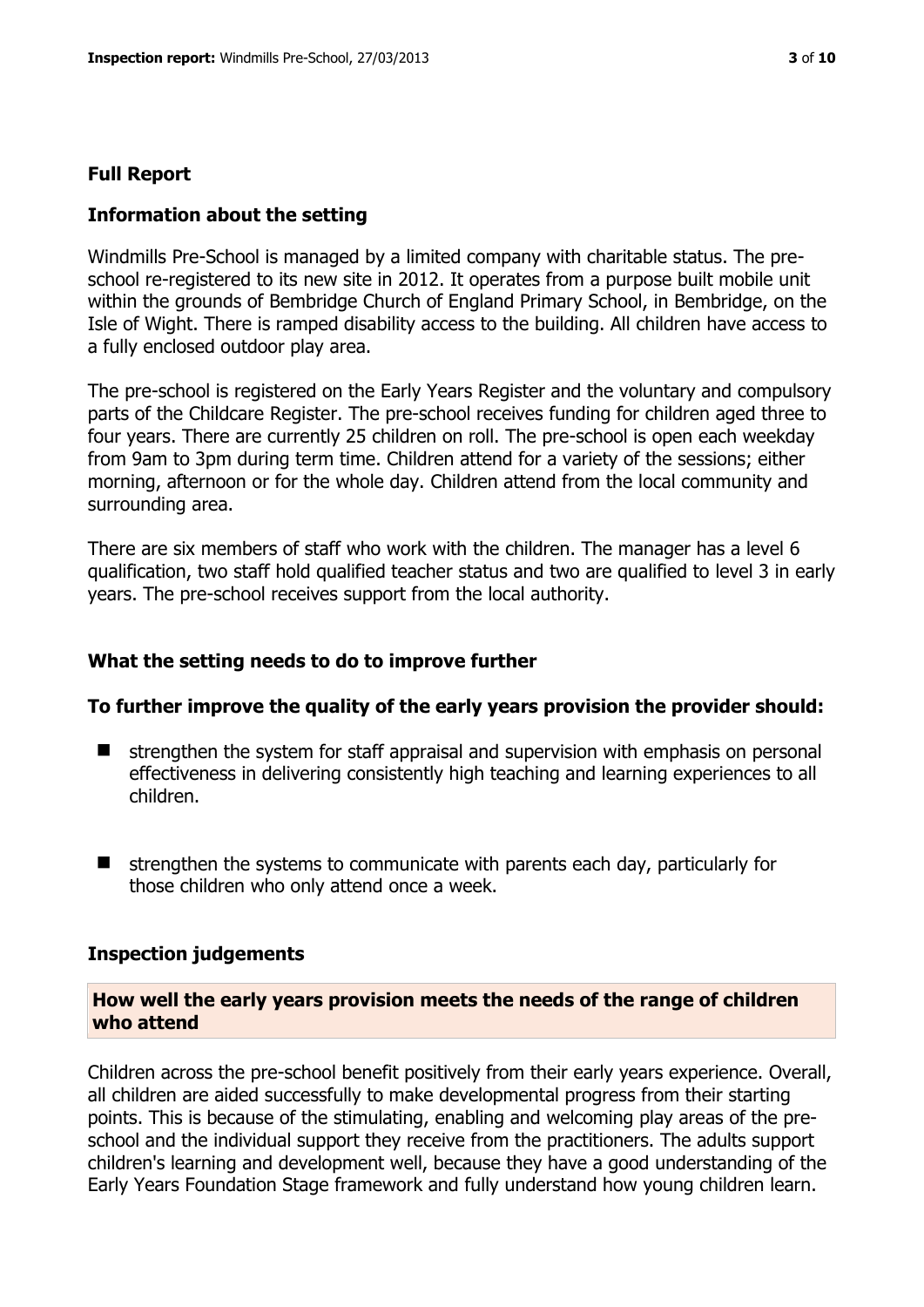## Full Report

### Information about the setting

Windmills Pre-School is managed by a limited company with charitable status. The pre-school re-registered to its new site in 2012. It operates from a purpose built mobile unit within the grounds of Bembridge Church of England Primary School, in Bembridge, on the Isle of Wight. There is ramped disability access to the building. All children have access to a fully enclosed outdoor play area.

The pre-school is registered on the Early Years Register and the voluntary and compulsory parts of the Childcare Register. The pre-school receives funding for children aged three to four years. There are currently 25 children on roll. The pre-school is open each weekday from 9am to 3pm during term time. Children attend for a variety of the sessions; either morning, afternoon or for the whole day. Children attend from the local community and surrounding area.

There are six members of staff who work with the children. The manager has a level 6 qualification, two staff hold qualified teacher status and two are qualified to level 3 in early years. The pre-school receives support from the local authority.

### What the setting needs to do to improve further

**To further improve the quality of the early years provision the provider should:**

- strengthen the system for staff appraisal and supervision with emphasis on personal effectiveness in delivering consistently high teaching and learning experiences to all children.
- strengthen the systems to communicate with parents each day, particularly for those children who only attend once a week.

### Inspection judgements

#### How well the early years provision meets the needs of the range of children who attend

Children across the pre-school benefit positively from their early years experience. Overall, all children are aided successfully to make developmental progress from their starting points. This is because of the stimulating, enabling and welcoming play areas of the pre-school and the individual support they receive from the practitioners. The adults support children's learning and development well, because they have a good understanding of the Early Years Foundation Stage framework and fully understand how young children learn.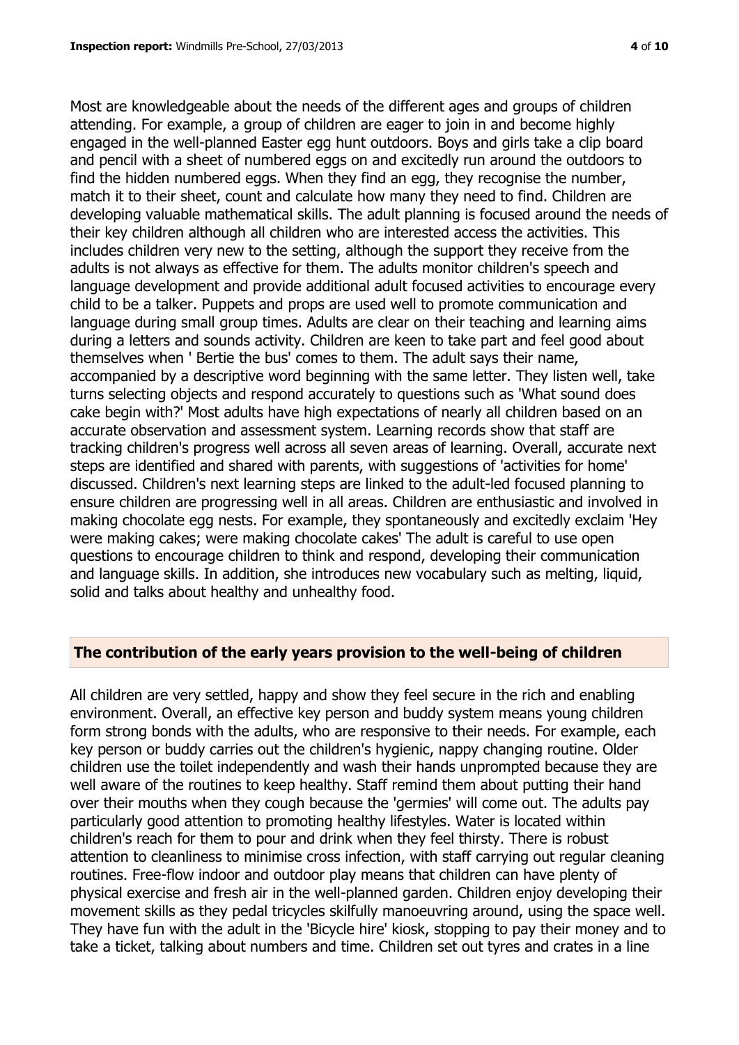Most are knowledgeable about the needs of the different ages and groups of children attending. For example, a group of children are eager to join in and become highly engaged in the well-planned Easter egg hunt outdoors. Boys and girls take a clip board and pencil with a sheet of numbered eggs on and excitedly run around the outdoors to find the hidden numbered eggs. When they find an egg, they recognise the number, match it to their sheet, count and calculate how many they need to find. Children are developing valuable mathematical skills. The adult planning is focused around the needs of their key children although all children who are interested access the activities. This includes children very new to the setting, although the support they receive from the adults is not always as effective for them. The adults monitor children's speech and language development and provide additional adult focused activities to encourage every child to be a talker. Puppets and props are used well to promote communication and language during small group times. Adults are clear on their teaching and learning aims during a letters and sounds activity. Children are keen to take part and feel good about themselves when ' Bertie the bus' comes to them. The adult says their name, accompanied by a descriptive word beginning with the same letter. They listen well, take turns selecting objects and respond accurately to questions such as 'What sound does cake begin with?' Most adults have high expectations of nearly all children based on an accurate observation and assessment system. Learning records show that staff are tracking children's progress well across all seven areas of learning. Overall, accurate next steps are identified and shared with parents, with suggestions of 'activities for home' discussed. Children's next learning steps are linked to the adult-led focused planning to ensure children are progressing well in all areas. Children are enthusiastic and involved in making chocolate egg nests. For example, they spontaneously and excitedly exclaim 'Hey were making cakes; were making chocolate cakes' The adult is careful to use open questions to encourage children to think and respond, developing their communication and language skills. In addition, she introduces new vocabulary such as melting, liquid, solid and talks about healthy and unhealthy food.

## The contribution of the early years provision to the well-being of children

All children are very settled, happy and show they feel secure in the rich and enabling environment. Overall, an effective key person and buddy system means young children form strong bonds with the adults, who are responsive to their needs. For example, each key person or buddy carries out the children's hygienic, nappy changing routine. Older children use the toilet independently and wash their hands unprompted because they are well aware of the routines to keep healthy. Staff remind them about putting their hand over their mouths when they cough because the 'germies' will come out. The adults pay particularly good attention to promoting healthy lifestyles. Water is located within children's reach for them to pour and drink when they feel thirsty. There is robust attention to cleanliness to minimise cross infection, with staff carrying out regular cleaning routines. Free-flow indoor and outdoor play means that children can have plenty of physical exercise and fresh air in the well-planned garden. Children enjoy developing their movement skills as they pedal tricycles skilfully manoeuvring around, using the space well. They have fun with the adult in the 'Bicycle hire' kiosk, stopping to pay their money and to take a ticket, talking about numbers and time. Children set out tyres and crates in a line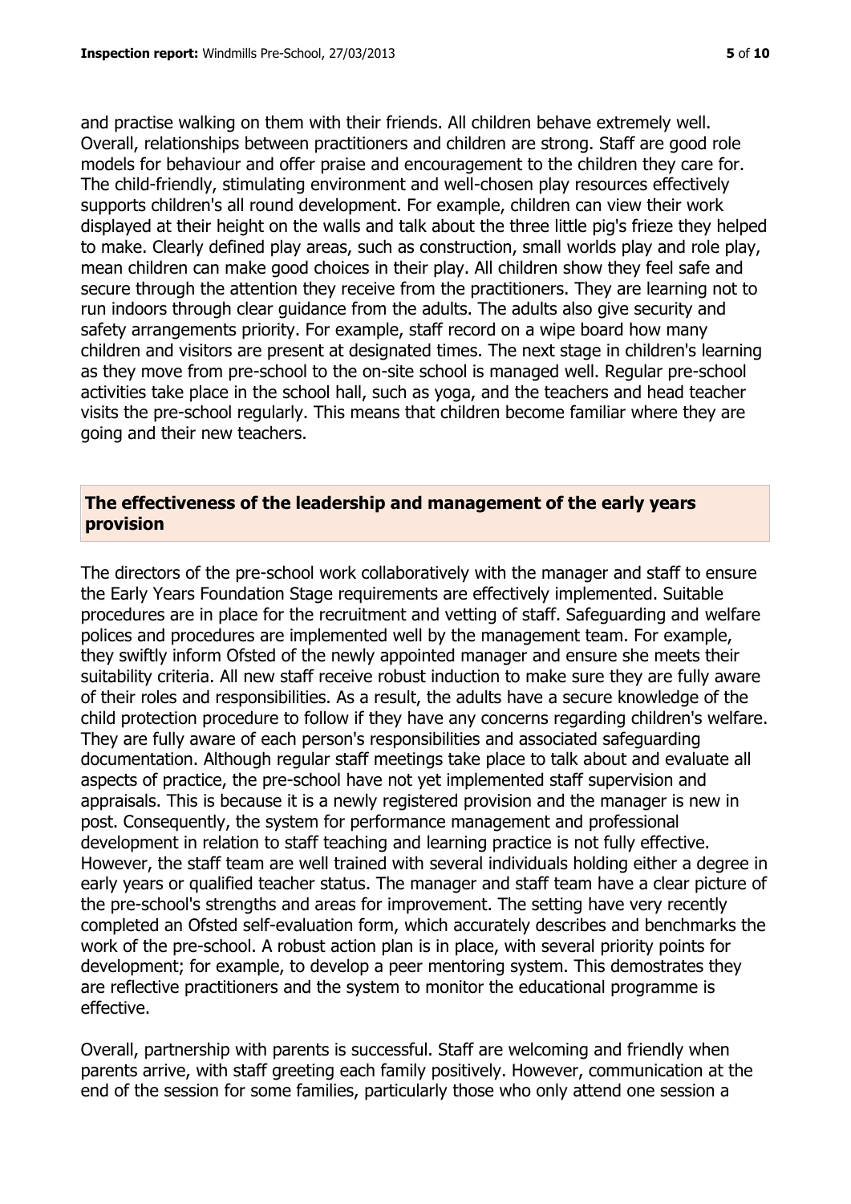and practise walking on them with their friends. All children behave extremely well. Overall, relationships between practitioners and children are strong. Staff are good role models for behaviour and offer praise and encouragement to the children they care for. The child-friendly, stimulating environment and well-chosen play resources effectively supports children's all round development. For example, children can view their work displayed at their height on the walls and talk about the three little pig's frieze they helped to make. Clearly defined play areas, such as construction, small worlds play and role play, mean children can make good choices in their play. All children show they feel safe and secure through the attention they receive from the practitioners. They are learning not to run indoors through clear guidance from the adults. The adults also give security and safety arrangements priority. For example, staff record on a wipe board how many children and visitors are present at designated times. The next stage in children's learning as they move from pre-school to the on-site school is managed well. Regular pre-school activities take place in the school hall, such as yoga, and the teachers and head teacher visits the pre-school regularly. This means that children become familiar where they are going and their new teachers.

## The effectiveness of the leadership and management of the early years provision

The directors of the pre-school work collaboratively with the manager and staff to ensure the Early Years Foundation Stage requirements are effectively implemented. Suitable procedures are in place for the recruitment and vetting of staff. Safeguarding and welfare polices and procedures are implemented well by the management team. For example, they swiftly inform Ofsted of the newly appointed manager and ensure she meets their suitability criteria. All new staff receive robust induction to make sure they are fully aware of their roles and responsibilities. As a result, the adults have a secure knowledge of the child protection procedure to follow if they have any concerns regarding children's welfare. They are fully aware of each person's responsibilities and associated safeguarding documentation. Although regular staff meetings take place to talk about and evaluate all aspects of practice, the pre-school have not yet implemented staff supervision and appraisals. This is because it is a newly registered provision and the manager is new in post. Consequently, the system for performance management and professional development in relation to staff teaching and learning practice is not fully effective. However, the staff team are well trained with several individuals holding either a degree in early years or qualified teacher status. The manager and staff team have a clear picture of the pre-school's strengths and areas for improvement. The setting have very recently completed an Ofsted self-evaluation form, which accurately describes and benchmarks the work of the pre-school. A robust action plan is in place, with several priority points for development; for example, to develop a peer mentoring system. This demostrates they are reflective practitioners and the system to monitor the educational programme is effective.

Overall, partnership with parents is successful. Staff are welcoming and friendly when parents arrive, with staff greeting each family positively. However, communication at the end of the session for some families, particularly those who only attend one session a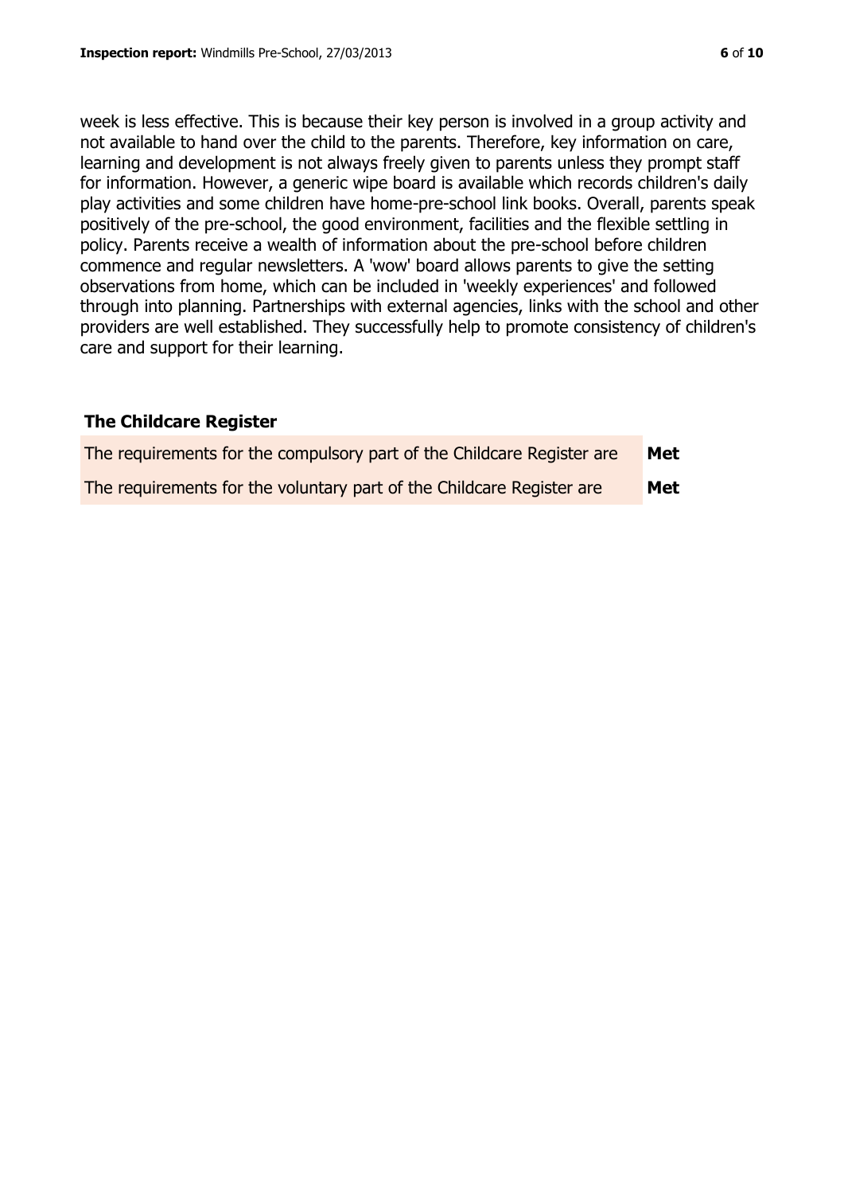week is less effective. This is because their key person is involved in a group activity and not available to hand over the child to the parents. Therefore, key information on care, learning and development is not always freely given to parents unless they prompt staff for information. However, a generic wipe board is available which records children's daily play activities and some children have home-pre-school link books. Overall, parents speak positively of the pre-school, the good environment, facilities and the flexible settling in policy. Parents receive a wealth of information about the pre-school before children commence and regular newsletters. A 'wow' board allows parents to give the setting observations from home, which can be included in 'weekly experiences' and followed through into planning. Partnerships with external agencies, links with the school and other providers are well established. They successfully help to promote consistency of children's care and support for their learning.

## The Childcare Register

| | |
|---|---|
| The requirements for the compulsory part of the Childcare Register are | **Met** |
| The requirements for the voluntary part of the Childcare Register are | **Met** |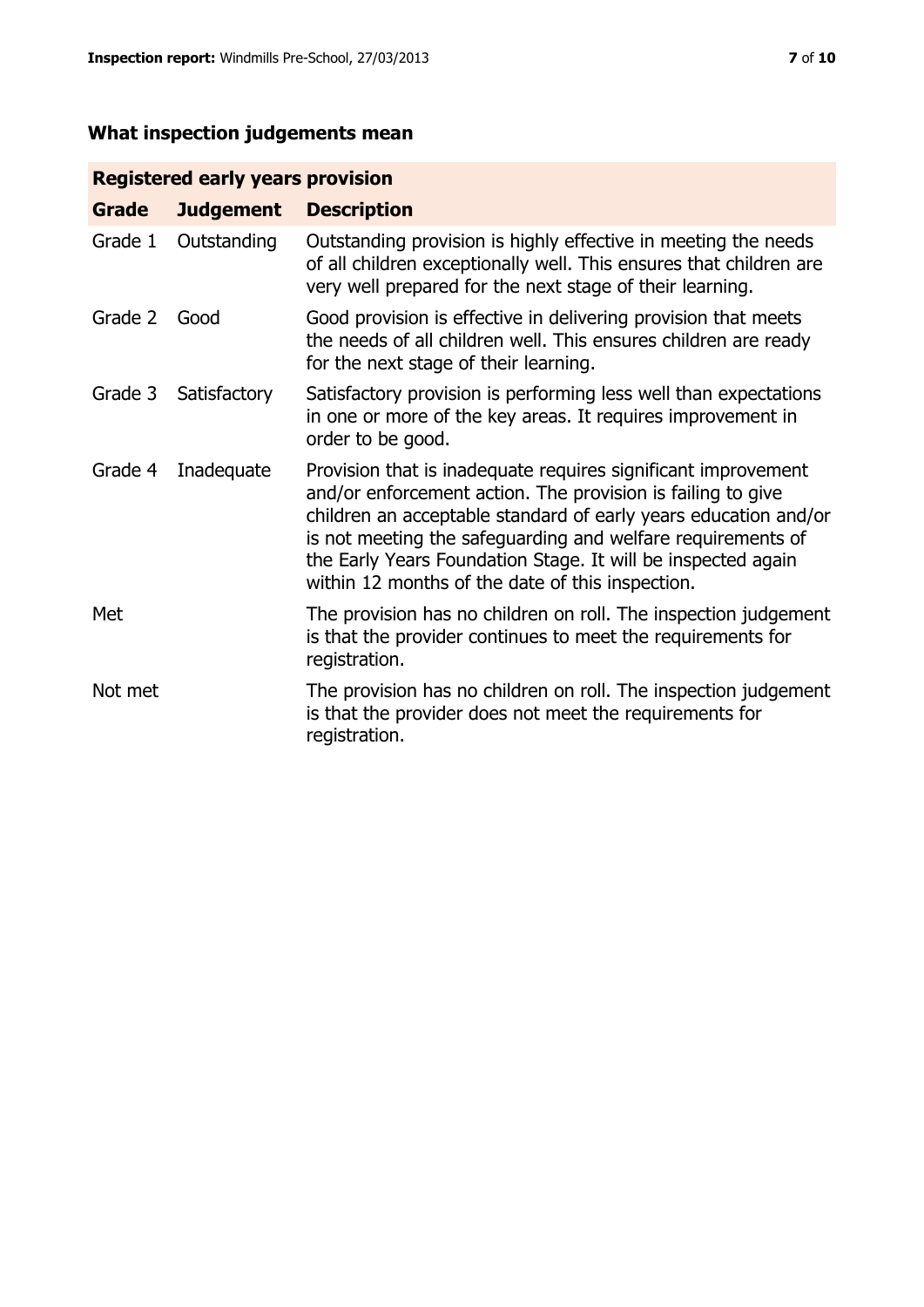## What inspection judgements mean

| Registered early years provision | | |
|---|---|---|
| **Grade** | **Judgement** | **Description** |
| Grade 1 | Outstanding | Outstanding provision is highly effective in meeting the needs of all children exceptionally well. This ensures that children are very well prepared for the next stage of their learning. |
| Grade 2 | Good | Good provision is effective in delivering provision that meets the needs of all children well. This ensures children are ready for the next stage of their learning. |
| Grade 3 | Satisfactory | Satisfactory provision is performing less well than expectations in one or more of the key areas. It requires improvement in order to be good. |
| Grade 4 | Inadequate | Provision that is inadequate requires significant improvement and/or enforcement action. The provision is failing to give children an acceptable standard of early years education and/or is not meeting the safeguarding and welfare requirements of the Early Years Foundation Stage. It will be inspected again within 12 months of the date of this inspection. |
| Met | | The provision has no children on roll. The inspection judgement is that the provider continues to meet the requirements for registration. |
| Not met | | The provision has no children on roll. The inspection judgement is that the provider does not meet the requirements for registration. |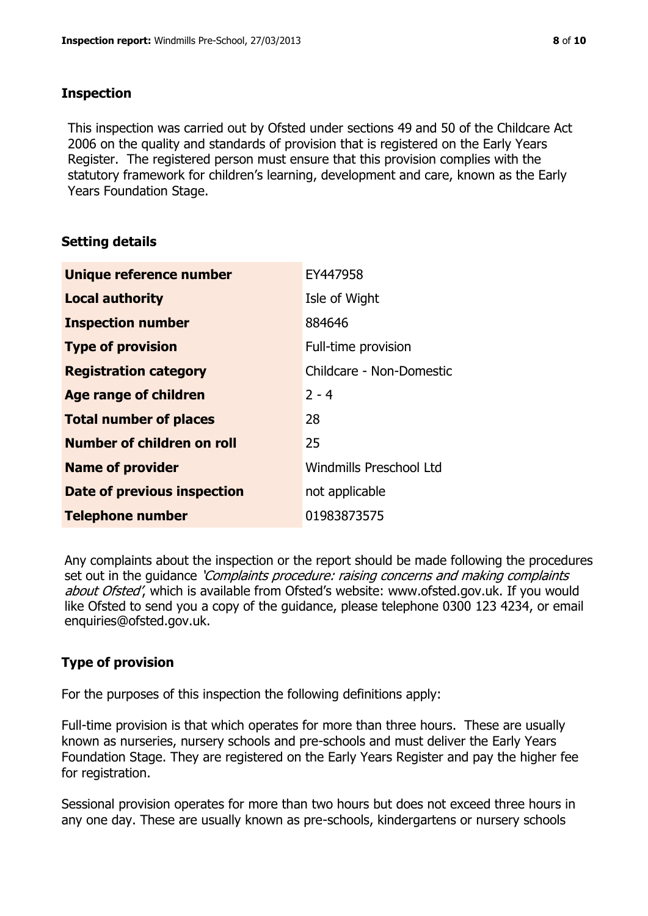## Inspection

This inspection was carried out by Ofsted under sections 49 and 50 of the Childcare Act 2006 on the quality and standards of provision that is registered on the Early Years Register. The registered person must ensure that this provision complies with the statutory framework for children's learning, development and care, known as the Early Years Foundation Stage.

## Setting details

| | |
|---|---|
| **Unique reference number** | EY447958 |
| **Local authority** | Isle of Wight |
| **Inspection number** | 884646 |
| **Type of provision** | Full-time provision |
| **Registration category** | Childcare - Non-Domestic |
| **Age range of children** | 2 - 4 |
| **Total number of places** | 28 |
| **Number of children on roll** | 25 |
| **Name of provider** | Windmills Preschool Ltd |
| **Date of previous inspection** | not applicable |
| **Telephone number** | 01983873575 |

Any complaints about the inspection or the report should be made following the procedures set out in the guidance *'Complaints procedure: raising concerns and making complaints about Ofsted'*, which is available from Ofsted's website: www.ofsted.gov.uk. If you would like Ofsted to send you a copy of the guidance, please telephone 0300 123 4234, or email enquiries@ofsted.gov.uk.

## Type of provision

For the purposes of this inspection the following definitions apply:

Full-time provision is that which operates for more than three hours. These are usually known as nurseries, nursery schools and pre-schools and must deliver the Early Years Foundation Stage. They are registered on the Early Years Register and pay the higher fee for registration.

Sessional provision operates for more than two hours but does not exceed three hours in any one day. These are usually known as pre-schools, kindergartens or nursery schools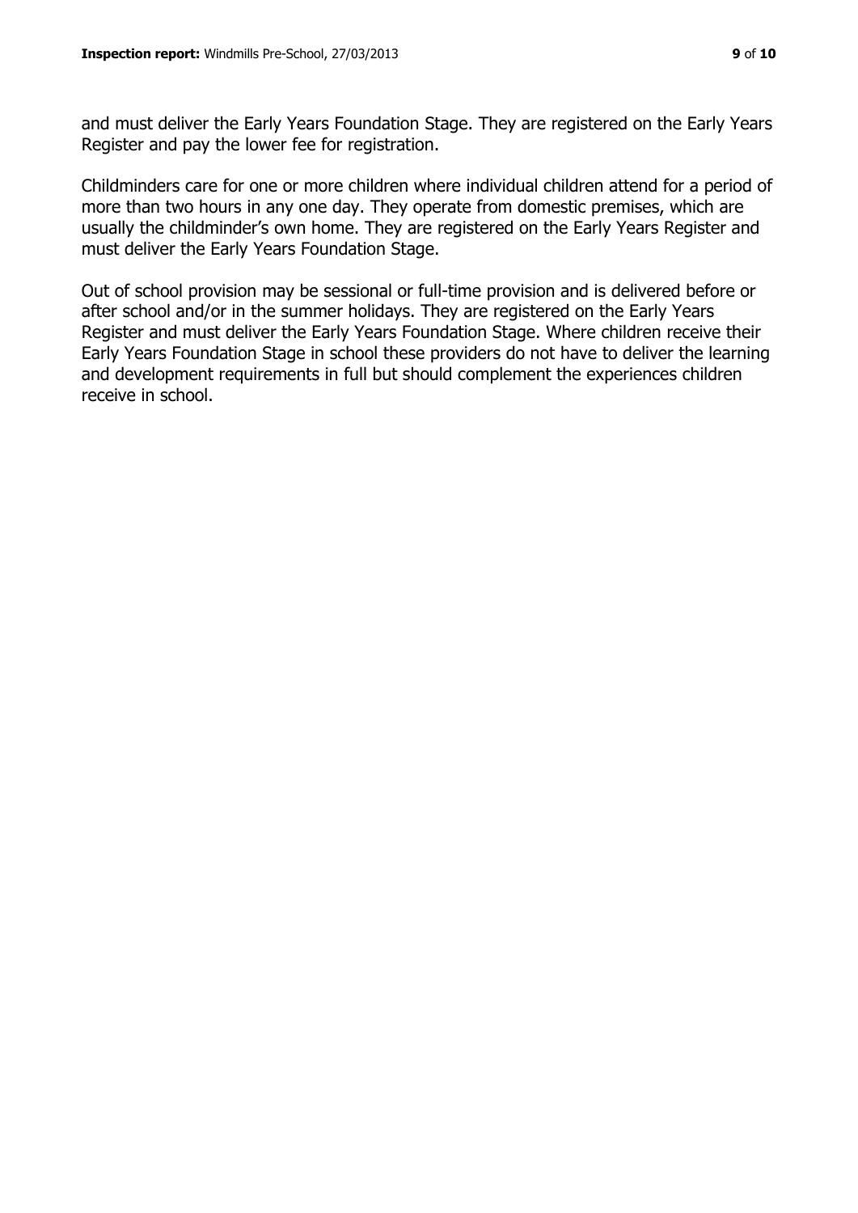and must deliver the Early Years Foundation Stage. They are registered on the Early Years Register and pay the lower fee for registration.

Childminders care for one or more children where individual children attend for a period of more than two hours in any one day. They operate from domestic premises, which are usually the childminder's own home. They are registered on the Early Years Register and must deliver the Early Years Foundation Stage.

Out of school provision may be sessional or full-time provision and is delivered before or after school and/or in the summer holidays. They are registered on the Early Years Register and must deliver the Early Years Foundation Stage. Where children receive their Early Years Foundation Stage in school these providers do not have to deliver the learning and development requirements in full but should complement the experiences children receive in school.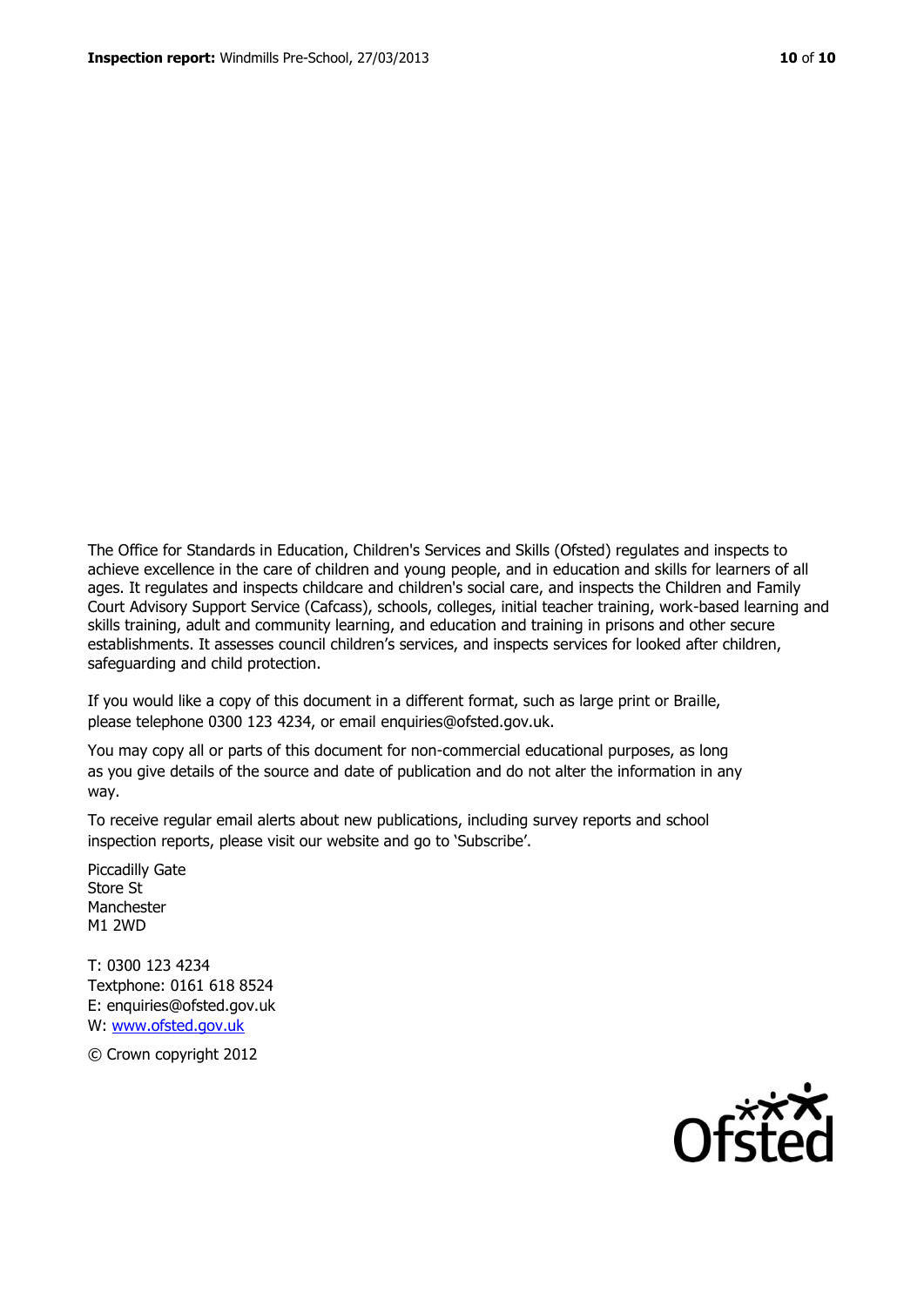The Office for Standards in Education, Children's Services and Skills (Ofsted) regulates and inspects to achieve excellence in the care of children and young people, and in education and skills for learners of all ages. It regulates and inspects childcare and children's social care, and inspects the Children and Family Court Advisory Support Service (Cafcass), schools, colleges, initial teacher training, work-based learning and skills training, adult and community learning, and education and training in prisons and other secure establishments. It assesses council children's services, and inspects services for looked after children, safeguarding and child protection.

If you would like a copy of this document in a different format, such as large print or Braille, please telephone 0300 123 4234, or email enquiries@ofsted.gov.uk.

You may copy all or parts of this document for non-commercial educational purposes, as long as you give details of the source and date of publication and do not alter the information in any way.

To receive regular email alerts about new publications, including survey reports and school inspection reports, please visit our website and go to 'Subscribe'.

Piccadilly Gate
Store St
Manchester
M1 2WD

T: 0300 123 4234
Textphone: 0161 618 8524
E: enquiries@ofsted.gov.uk
W: www.ofsted.gov.uk

© Crown copyright 2012

Ofsted